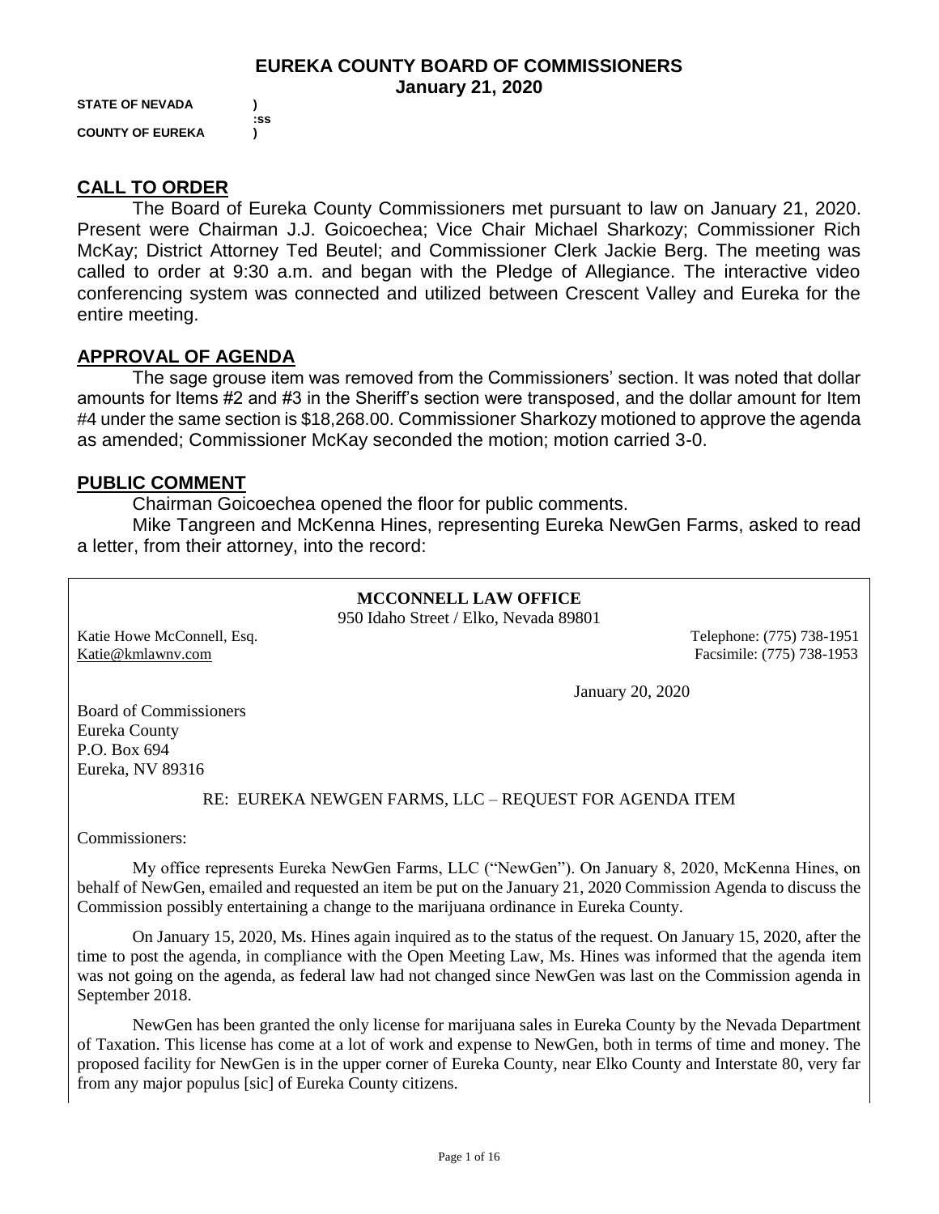# EUREKA COUNTY BOARD OF COMMISSIONERS
## January 21, 2020

**STATE OF NEVADA )**
**:SS**
**COUNTY OF EUREKA )**

## CALL TO ORDER

The Board of Eureka County Commissioners met pursuant to law on January 21, 2020. Present were Chairman J.J. Goicoechea; Vice Chair Michael Sharkozy; Commissioner Rich McKay; District Attorney Ted Beutel; and Commissioner Clerk Jackie Berg. The meeting was called to order at 9:30 a.m. and began with the Pledge of Allegiance. The interactive video conferencing system was connected and utilized between Crescent Valley and Eureka for the entire meeting.

## APPROVAL OF AGENDA

The sage grouse item was removed from the Commissioners' section. It was noted that dollar amounts for Items #2 and #3 in the Sheriff's section were transposed, and the dollar amount for Item #4 under the same section is $18,268.00. Commissioner Sharkozy motioned to approve the agenda as amended; Commissioner McKay seconded the motion; motion carried 3-0.

## PUBLIC COMMENT

Chairman Goicoechea opened the floor for public comments.

Mike Tangreen and McKenna Hines, representing Eureka NewGen Farms, asked to read a letter, from their attorney, into the record:

**MCCONNELL LAW OFFICE**
950 Idaho Street / Elko, Nevada 89801

Katie Howe McConnell, Esq. — Telephone: (775) 738-1951
Katie@kmlawnv.com — Facsimile: (775) 738-1953

January 20, 2020

Board of Commissioners
Eureka County
P.O. Box 694
Eureka, NV 89316

RE: EUREKA NEWGEN FARMS, LLC – REQUEST FOR AGENDA ITEM

Commissioners:

My office represents Eureka NewGen Farms, LLC ("NewGen"). On January 8, 2020, McKenna Hines, on behalf of NewGen, emailed and requested an item be put on the January 21, 2020 Commission Agenda to discuss the Commission possibly entertaining a change to the marijuana ordinance in Eureka County.

On January 15, 2020, Ms. Hines again inquired as to the status of the request. On January 15, 2020, after the time to post the agenda, in compliance with the Open Meeting Law, Ms. Hines was informed that the agenda item was not going on the agenda, as federal law had not changed since NewGen was last on the Commission agenda in September 2018.

NewGen has been granted the only license for marijuana sales in Eureka County by the Nevada Department of Taxation. This license has come at a lot of work and expense to NewGen, both in terms of time and money. The proposed facility for NewGen is in the upper corner of Eureka County, near Elko County and Interstate 80, very far from any major populus [sic] of Eureka County citizens.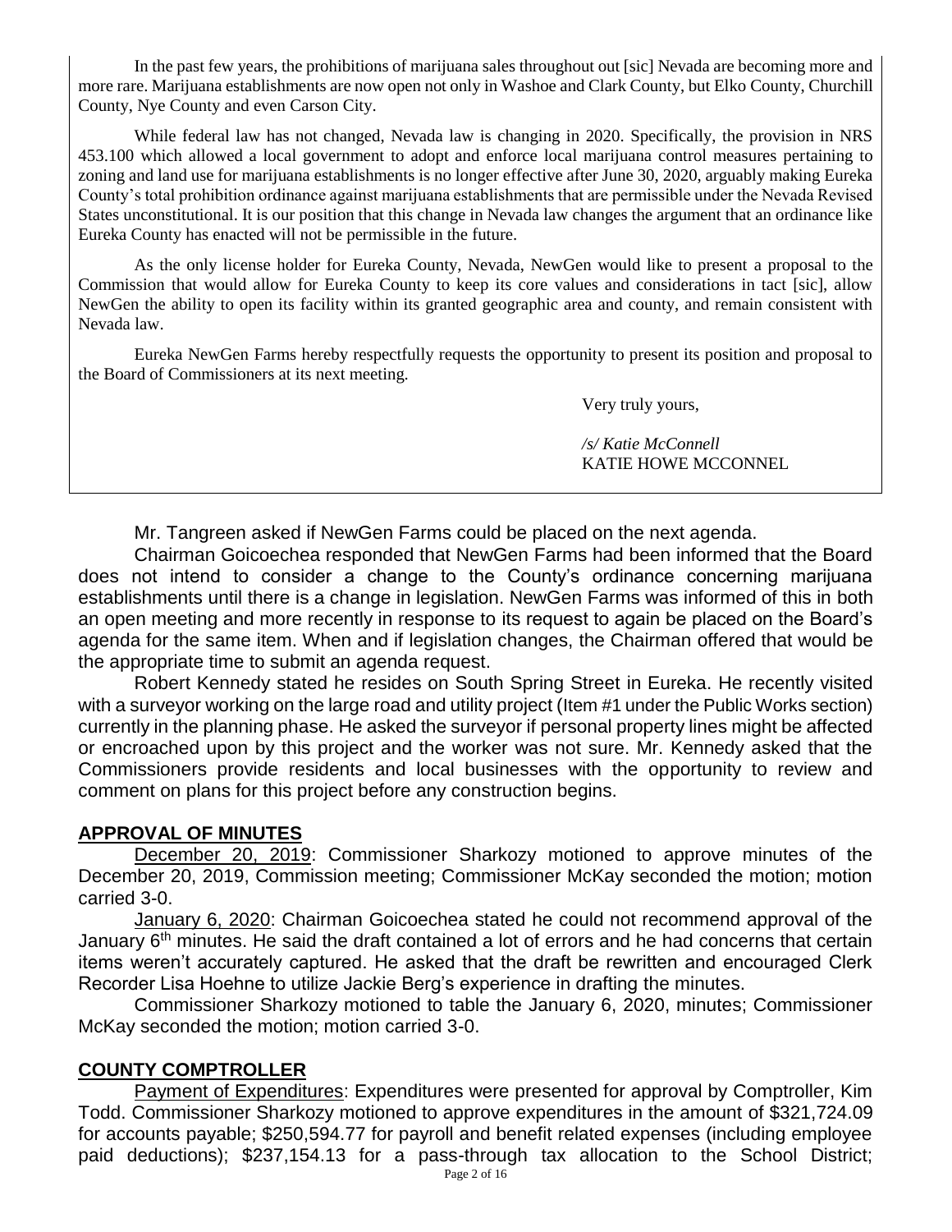In the past few years, the prohibitions of marijuana sales throughout out [sic] Nevada are becoming more and more rare. Marijuana establishments are now open not only in Washoe and Clark County, but Elko County, Churchill County, Nye County and even Carson City.

While federal law has not changed, Nevada law is changing in 2020. Specifically, the provision in NRS 453.100 which allowed a local government to adopt and enforce local marijuana control measures pertaining to zoning and land use for marijuana establishments is no longer effective after June 30, 2020, arguably making Eureka County's total prohibition ordinance against marijuana establishments that are permissible under the Nevada Revised States unconstitutional. It is our position that this change in Nevada law changes the argument that an ordinance like Eureka County has enacted will not be permissible in the future.

As the only license holder for Eureka County, Nevada, NewGen would like to present a proposal to the Commission that would allow for Eureka County to keep its core values and considerations in tact [sic], allow NewGen the ability to open its facility within its granted geographic area and county, and remain consistent with Nevada law.

Eureka NewGen Farms hereby respectfully requests the opportunity to present its position and proposal to the Board of Commissioners at its next meeting.

Very truly yours,

*/s/ Katie McConnell*
KATIE HOWE MCCONNEL

Mr. Tangreen asked if NewGen Farms could be placed on the next agenda.

Chairman Goicoechea responded that NewGen Farms had been informed that the Board does not intend to consider a change to the County's ordinance concerning marijuana establishments until there is a change in legislation. NewGen Farms was informed of this in both an open meeting and more recently in response to its request to again be placed on the Board's agenda for the same item. When and if legislation changes, the Chairman offered that would be the appropriate time to submit an agenda request.

Robert Kennedy stated he resides on South Spring Street in Eureka. He recently visited with a surveyor working on the large road and utility project (Item #1 under the Public Works section) currently in the planning phase. He asked the surveyor if personal property lines might be affected or encroached upon by this project and the worker was not sure. Mr. Kennedy asked that the Commissioners provide residents and local businesses with the opportunity to review and comment on plans for this project before any construction begins.

## APPROVAL OF MINUTES

December 20, 2019: Commissioner Sharkozy motioned to approve minutes of the December 20, 2019, Commission meeting; Commissioner McKay seconded the motion; motion carried 3-0.

January 6, 2020: Chairman Goicoechea stated he could not recommend approval of the January 6th minutes. He said the draft contained a lot of errors and he had concerns that certain items weren't accurately captured. He asked that the draft be rewritten and encouraged Clerk Recorder Lisa Hoehne to utilize Jackie Berg's experience in drafting the minutes.

Commissioner Sharkozy motioned to table the January 6, 2020, minutes; Commissioner McKay seconded the motion; motion carried 3-0.

## COUNTY COMPTROLLER

Payment of Expenditures: Expenditures were presented for approval by Comptroller, Kim Todd. Commissioner Sharkozy motioned to approve expenditures in the amount of $321,724.09 for accounts payable; $250,594.77 for payroll and benefit related expenses (including employee paid deductions); $237,154.13 for a pass-through tax allocation to the School District;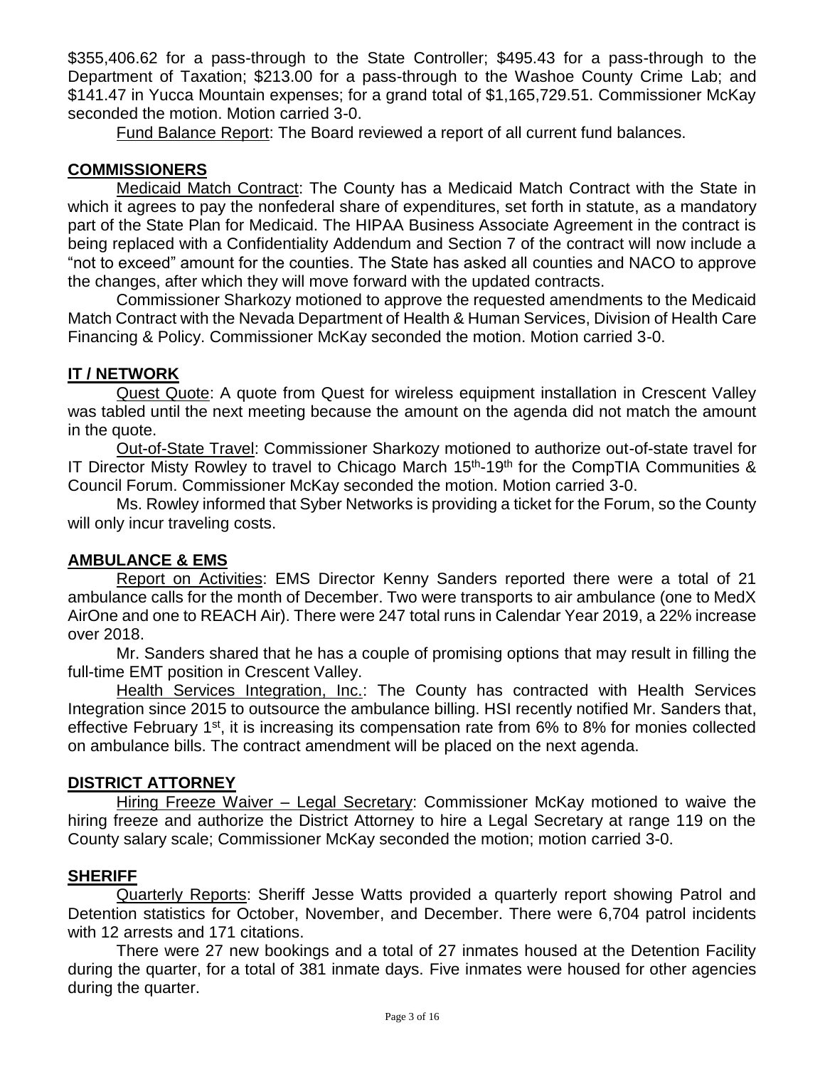$355,406.62 for a pass-through to the State Controller; $495.43 for a pass-through to the Department of Taxation; $213.00 for a pass-through to the Washoe County Crime Lab; and $141.47 in Yucca Mountain expenses; for a grand total of $1,165,729.51. Commissioner McKay seconded the motion. Motion carried 3-0.

Fund Balance Report: The Board reviewed a report of all current fund balances.

## COMMISSIONERS

Medicaid Match Contract: The County has a Medicaid Match Contract with the State in which it agrees to pay the nonfederal share of expenditures, set forth in statute, as a mandatory part of the State Plan for Medicaid. The HIPAA Business Associate Agreement in the contract is being replaced with a Confidentiality Addendum and Section 7 of the contract will now include a "not to exceed" amount for the counties. The State has asked all counties and NACO to approve the changes, after which they will move forward with the updated contracts.

Commissioner Sharkozy motioned to approve the requested amendments to the Medicaid Match Contract with the Nevada Department of Health & Human Services, Division of Health Care Financing & Policy. Commissioner McKay seconded the motion. Motion carried 3-0.

## IT / NETWORK

Quest Quote: A quote from Quest for wireless equipment installation in Crescent Valley was tabled until the next meeting because the amount on the agenda did not match the amount in the quote.

Out-of-State Travel: Commissioner Sharkozy motioned to authorize out-of-state travel for IT Director Misty Rowley to travel to Chicago March 15th-19th for the CompTIA Communities & Council Forum. Commissioner McKay seconded the motion. Motion carried 3-0.

Ms. Rowley informed that Syber Networks is providing a ticket for the Forum, so the County will only incur traveling costs.

## AMBULANCE & EMS

Report on Activities: EMS Director Kenny Sanders reported there were a total of 21 ambulance calls for the month of December. Two were transports to air ambulance (one to MedX AirOne and one to REACH Air). There were 247 total runs in Calendar Year 2019, a 22% increase over 2018.

Mr. Sanders shared that he has a couple of promising options that may result in filling the full-time EMT position in Crescent Valley.

Health Services Integration, Inc.: The County has contracted with Health Services Integration since 2015 to outsource the ambulance billing. HSI recently notified Mr. Sanders that, effective February 1st, it is increasing its compensation rate from 6% to 8% for monies collected on ambulance bills. The contract amendment will be placed on the next agenda.

## DISTRICT ATTORNEY

Hiring Freeze Waiver – Legal Secretary: Commissioner McKay motioned to waive the hiring freeze and authorize the District Attorney to hire a Legal Secretary at range 119 on the County salary scale; Commissioner McKay seconded the motion; motion carried 3-0.

## SHERIFF

Quarterly Reports: Sheriff Jesse Watts provided a quarterly report showing Patrol and Detention statistics for October, November, and December. There were 6,704 patrol incidents with 12 arrests and 171 citations.

There were 27 new bookings and a total of 27 inmates housed at the Detention Facility during the quarter, for a total of 381 inmate days. Five inmates were housed for other agencies during the quarter.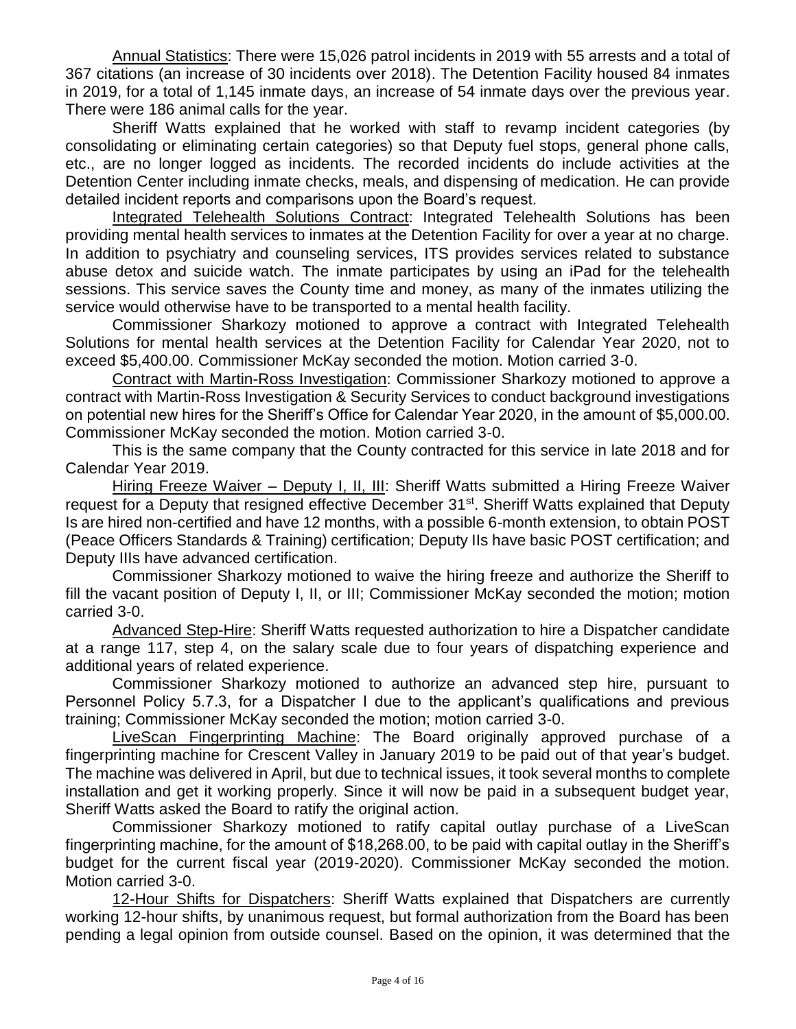<u>Annual Statistics</u>: There were 15,026 patrol incidents in 2019 with 55 arrests and a total of 367 citations (an increase of 30 incidents over 2018). The Detention Facility housed 84 inmates in 2019, for a total of 1,145 inmate days, an increase of 54 inmate days over the previous year. There were 186 animal calls for the year.

Sheriff Watts explained that he worked with staff to revamp incident categories (by consolidating or eliminating certain categories) so that Deputy fuel stops, general phone calls, etc., are no longer logged as incidents. The recorded incidents do include activities at the Detention Center including inmate checks, meals, and dispensing of medication. He can provide detailed incident reports and comparisons upon the Board's request.

<u>Integrated Telehealth Solutions Contract</u>: Integrated Telehealth Solutions has been providing mental health services to inmates at the Detention Facility for over a year at no charge. In addition to psychiatry and counseling services, ITS provides services related to substance abuse detox and suicide watch. The inmate participates by using an iPad for the telehealth sessions. This service saves the County time and money, as many of the inmates utilizing the service would otherwise have to be transported to a mental health facility.

Commissioner Sharkozy motioned to approve a contract with Integrated Telehealth Solutions for mental health services at the Detention Facility for Calendar Year 2020, not to exceed $5,400.00. Commissioner McKay seconded the motion. Motion carried 3-0.

<u>Contract with Martin-Ross Investigation</u>: Commissioner Sharkozy motioned to approve a contract with Martin-Ross Investigation & Security Services to conduct background investigations on potential new hires for the Sheriff's Office for Calendar Year 2020, in the amount of $5,000.00. Commissioner McKay seconded the motion. Motion carried 3-0.

This is the same company that the County contracted for this service in late 2018 and for Calendar Year 2019.

<u>Hiring Freeze Waiver – Deputy I, II, III</u>: Sheriff Watts submitted a Hiring Freeze Waiver request for a Deputy that resigned effective December 31st. Sheriff Watts explained that Deputy Is are hired non-certified and have 12 months, with a possible 6-month extension, to obtain POST (Peace Officers Standards & Training) certification; Deputy IIs have basic POST certification; and Deputy IIIs have advanced certification.

Commissioner Sharkozy motioned to waive the hiring freeze and authorize the Sheriff to fill the vacant position of Deputy I, II, or III; Commissioner McKay seconded the motion; motion carried 3-0.

<u>Advanced Step-Hire</u>: Sheriff Watts requested authorization to hire a Dispatcher candidate at a range 117, step 4, on the salary scale due to four years of dispatching experience and additional years of related experience.

Commissioner Sharkozy motioned to authorize an advanced step hire, pursuant to Personnel Policy 5.7.3, for a Dispatcher I due to the applicant's qualifications and previous training; Commissioner McKay seconded the motion; motion carried 3-0.

<u>LiveScan Fingerprinting Machine</u>: The Board originally approved purchase of a fingerprinting machine for Crescent Valley in January 2019 to be paid out of that year's budget. The machine was delivered in April, but due to technical issues, it took several months to complete installation and get it working properly. Since it will now be paid in a subsequent budget year, Sheriff Watts asked the Board to ratify the original action.

Commissioner Sharkozy motioned to ratify capital outlay purchase of a LiveScan fingerprinting machine, for the amount of $18,268.00, to be paid with capital outlay in the Sheriff's budget for the current fiscal year (2019-2020). Commissioner McKay seconded the motion. Motion carried 3-0.

<u>12-Hour Shifts for Dispatchers</u>: Sheriff Watts explained that Dispatchers are currently working 12-hour shifts, by unanimous request, but formal authorization from the Board has been pending a legal opinion from outside counsel. Based on the opinion, it was determined that the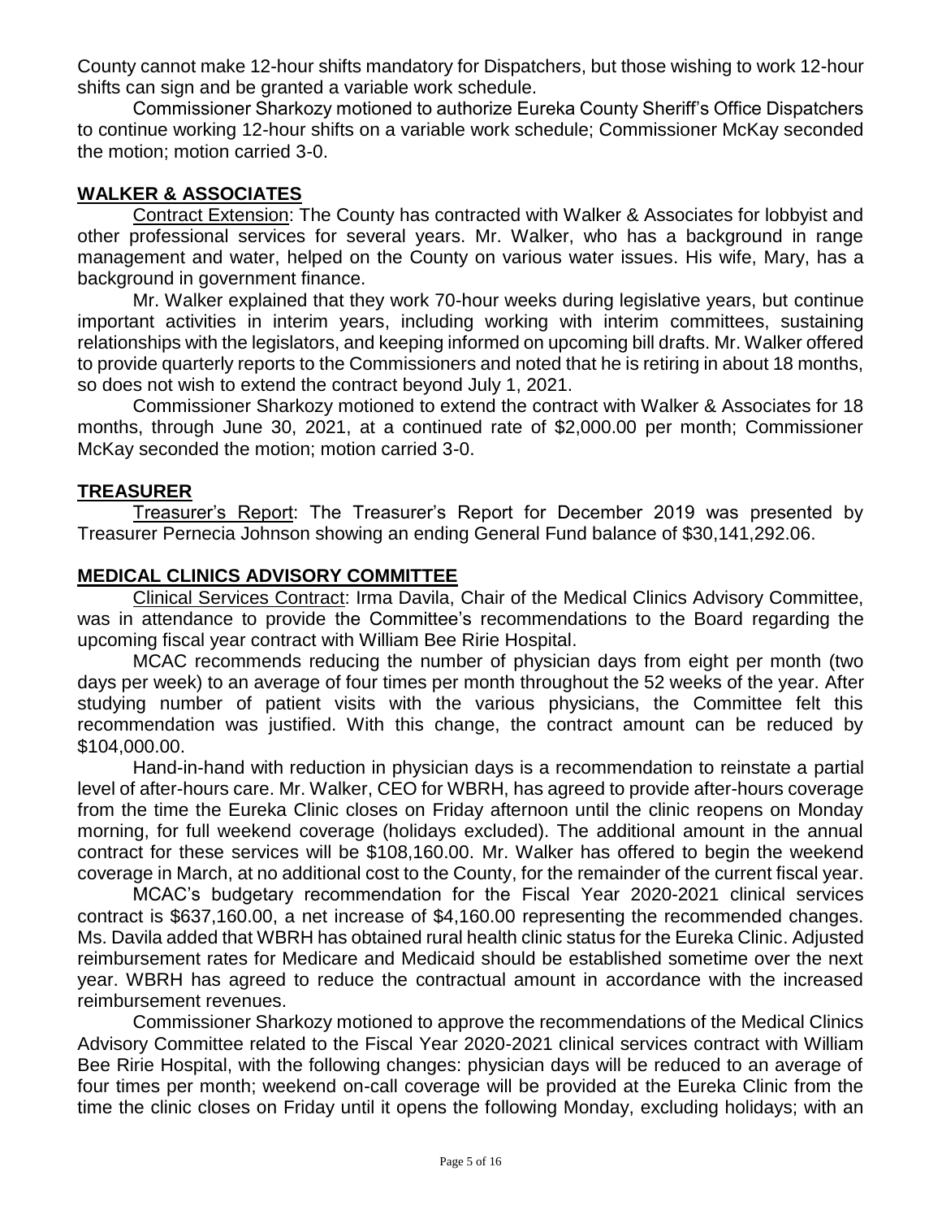County cannot make 12-hour shifts mandatory for Dispatchers, but those wishing to work 12-hour shifts can sign and be granted a variable work schedule.

Commissioner Sharkozy motioned to authorize Eureka County Sheriff's Office Dispatchers to continue working 12-hour shifts on a variable work schedule; Commissioner McKay seconded the motion; motion carried 3-0.

## WALKER & ASSOCIATES

Contract Extension: The County has contracted with Walker & Associates for lobbyist and other professional services for several years. Mr. Walker, who has a background in range management and water, helped on the County on various water issues. His wife, Mary, has a background in government finance.

Mr. Walker explained that they work 70-hour weeks during legislative years, but continue important activities in interim years, including working with interim committees, sustaining relationships with the legislators, and keeping informed on upcoming bill drafts. Mr. Walker offered to provide quarterly reports to the Commissioners and noted that he is retiring in about 18 months, so does not wish to extend the contract beyond July 1, 2021.

Commissioner Sharkozy motioned to extend the contract with Walker & Associates for 18 months, through June 30, 2021, at a continued rate of $2,000.00 per month; Commissioner McKay seconded the motion; motion carried 3-0.

## TREASURER

Treasurer's Report: The Treasurer's Report for December 2019 was presented by Treasurer Pernecia Johnson showing an ending General Fund balance of $30,141,292.06.

## MEDICAL CLINICS ADVISORY COMMITTEE

Clinical Services Contract: Irma Davila, Chair of the Medical Clinics Advisory Committee, was in attendance to provide the Committee's recommendations to the Board regarding the upcoming fiscal year contract with William Bee Ririe Hospital.

MCAC recommends reducing the number of physician days from eight per month (two days per week) to an average of four times per month throughout the 52 weeks of the year. After studying number of patient visits with the various physicians, the Committee felt this recommendation was justified. With this change, the contract amount can be reduced by $104,000.00.

Hand-in-hand with reduction in physician days is a recommendation to reinstate a partial level of after-hours care. Mr. Walker, CEO for WBRH, has agreed to provide after-hours coverage from the time the Eureka Clinic closes on Friday afternoon until the clinic reopens on Monday morning, for full weekend coverage (holidays excluded). The additional amount in the annual contract for these services will be $108,160.00. Mr. Walker has offered to begin the weekend coverage in March, at no additional cost to the County, for the remainder of the current fiscal year.

MCAC's budgetary recommendation for the Fiscal Year 2020-2021 clinical services contract is $637,160.00, a net increase of $4,160.00 representing the recommended changes. Ms. Davila added that WBRH has obtained rural health clinic status for the Eureka Clinic. Adjusted reimbursement rates for Medicare and Medicaid should be established sometime over the next year. WBRH has agreed to reduce the contractual amount in accordance with the increased reimbursement revenues.

Commissioner Sharkozy motioned to approve the recommendations of the Medical Clinics Advisory Committee related to the Fiscal Year 2020-2021 clinical services contract with William Bee Ririe Hospital, with the following changes: physician days will be reduced to an average of four times per month; weekend on-call coverage will be provided at the Eureka Clinic from the time the clinic closes on Friday until it opens the following Monday, excluding holidays; with an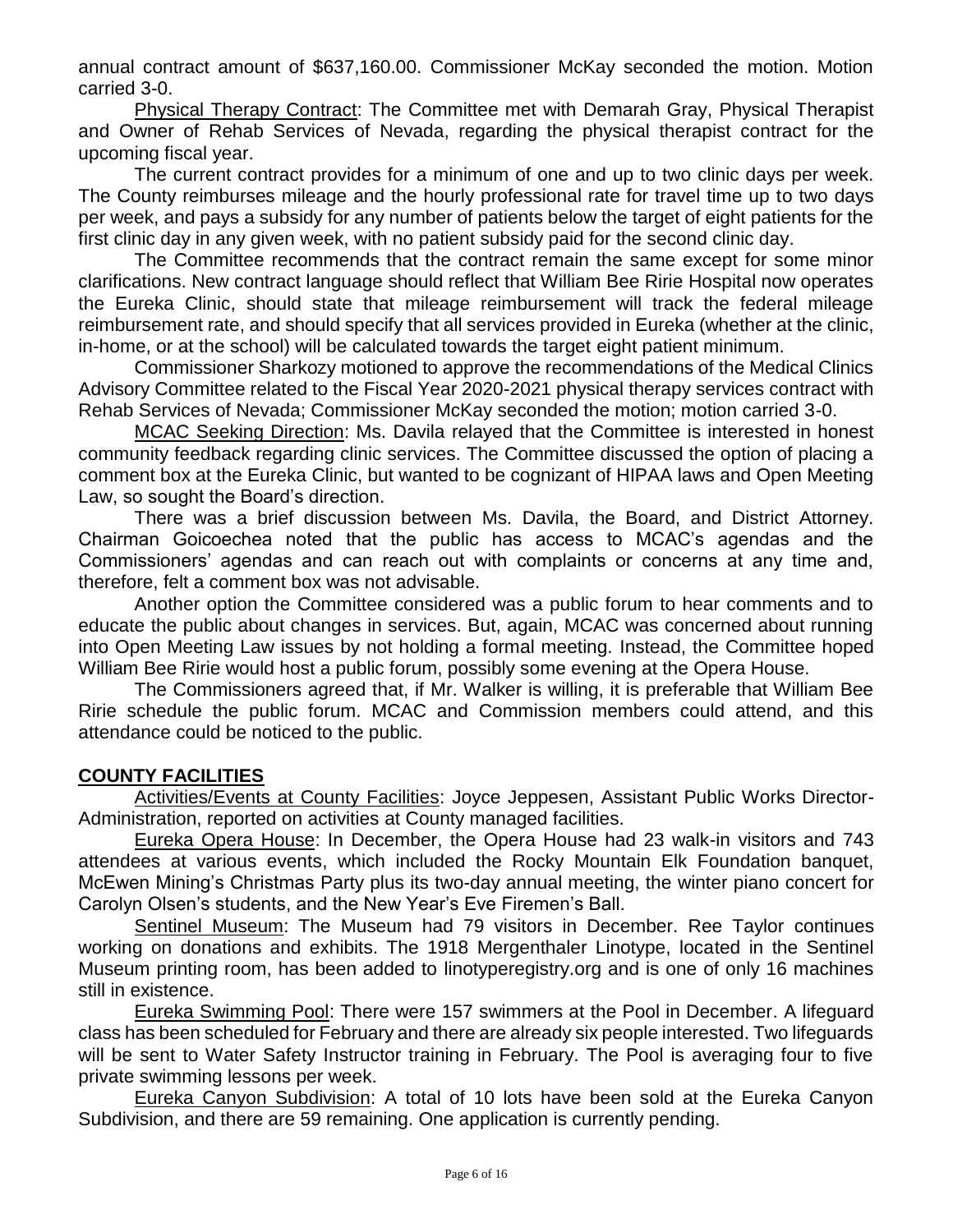annual contract amount of $637,160.00. Commissioner McKay seconded the motion. Motion carried 3-0.

Physical Therapy Contract: The Committee met with Demarah Gray, Physical Therapist and Owner of Rehab Services of Nevada, regarding the physical therapist contract for the upcoming fiscal year.

The current contract provides for a minimum of one and up to two clinic days per week. The County reimburses mileage and the hourly professional rate for travel time up to two days per week, and pays a subsidy for any number of patients below the target of eight patients for the first clinic day in any given week, with no patient subsidy paid for the second clinic day.

The Committee recommends that the contract remain the same except for some minor clarifications. New contract language should reflect that William Bee Ririe Hospital now operates the Eureka Clinic, should state that mileage reimbursement will track the federal mileage reimbursement rate, and should specify that all services provided in Eureka (whether at the clinic, in-home, or at the school) will be calculated towards the target eight patient minimum.

Commissioner Sharkozy motioned to approve the recommendations of the Medical Clinics Advisory Committee related to the Fiscal Year 2020-2021 physical therapy services contract with Rehab Services of Nevada; Commissioner McKay seconded the motion; motion carried 3-0.

MCAC Seeking Direction: Ms. Davila relayed that the Committee is interested in honest community feedback regarding clinic services. The Committee discussed the option of placing a comment box at the Eureka Clinic, but wanted to be cognizant of HIPAA laws and Open Meeting Law, so sought the Board's direction.

There was a brief discussion between Ms. Davila, the Board, and District Attorney. Chairman Goicoechea noted that the public has access to MCAC's agendas and the Commissioners' agendas and can reach out with complaints or concerns at any time and, therefore, felt a comment box was not advisable.

Another option the Committee considered was a public forum to hear comments and to educate the public about changes in services. But, again, MCAC was concerned about running into Open Meeting Law issues by not holding a formal meeting. Instead, the Committee hoped William Bee Ririe would host a public forum, possibly some evening at the Opera House.

The Commissioners agreed that, if Mr. Walker is willing, it is preferable that William Bee Ririe schedule the public forum. MCAC and Commission members could attend, and this attendance could be noticed to the public.

## COUNTY FACILITIES

Activities/Events at County Facilities: Joyce Jeppesen, Assistant Public Works Director-Administration, reported on activities at County managed facilities.

Eureka Opera House: In December, the Opera House had 23 walk-in visitors and 743 attendees at various events, which included the Rocky Mountain Elk Foundation banquet, McEwen Mining's Christmas Party plus its two-day annual meeting, the winter piano concert for Carolyn Olsen's students, and the New Year's Eve Firemen's Ball.

Sentinel Museum: The Museum had 79 visitors in December. Ree Taylor continues working on donations and exhibits. The 1918 Mergenthaler Linotype, located in the Sentinel Museum printing room, has been added to linotyperegistry.org and is one of only 16 machines still in existence.

Eureka Swimming Pool: There were 157 swimmers at the Pool in December. A lifeguard class has been scheduled for February and there are already six people interested. Two lifeguards will be sent to Water Safety Instructor training in February. The Pool is averaging four to five private swimming lessons per week.

Eureka Canyon Subdivision: A total of 10 lots have been sold at the Eureka Canyon Subdivision, and there are 59 remaining. One application is currently pending.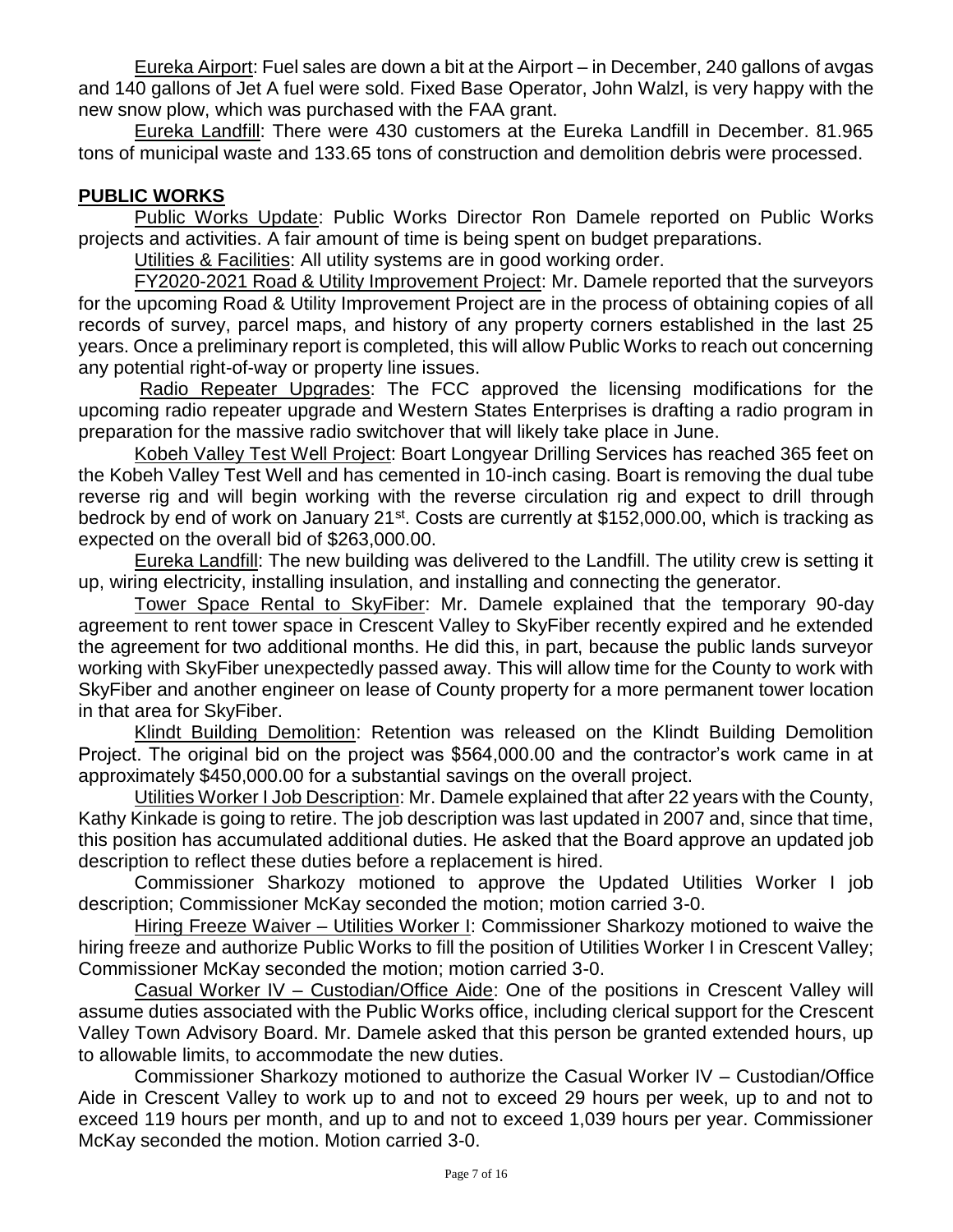Eureka Airport: Fuel sales are down a bit at the Airport – in December, 240 gallons of avgas and 140 gallons of Jet A fuel were sold. Fixed Base Operator, John Walzl, is very happy with the new snow plow, which was purchased with the FAA grant.

Eureka Landfill: There were 430 customers at the Eureka Landfill in December. 81.965 tons of municipal waste and 133.65 tons of construction and demolition debris were processed.

## PUBLIC WORKS

Public Works Update: Public Works Director Ron Damele reported on Public Works projects and activities. A fair amount of time is being spent on budget preparations.

Utilities & Facilities: All utility systems are in good working order.

FY2020-2021 Road & Utility Improvement Project: Mr. Damele reported that the surveyors for the upcoming Road & Utility Improvement Project are in the process of obtaining copies of all records of survey, parcel maps, and history of any property corners established in the last 25 years. Once a preliminary report is completed, this will allow Public Works to reach out concerning any potential right-of-way or property line issues.

Radio Repeater Upgrades: The FCC approved the licensing modifications for the upcoming radio repeater upgrade and Western States Enterprises is drafting a radio program in preparation for the massive radio switchover that will likely take place in June.

Kobeh Valley Test Well Project: Boart Longyear Drilling Services has reached 365 feet on the Kobeh Valley Test Well and has cemented in 10-inch casing. Boart is removing the dual tube reverse rig and will begin working with the reverse circulation rig and expect to drill through bedrock by end of work on January 21st. Costs are currently at $152,000.00, which is tracking as expected on the overall bid of $263,000.00.

Eureka Landfill: The new building was delivered to the Landfill. The utility crew is setting it up, wiring electricity, installing insulation, and installing and connecting the generator.

Tower Space Rental to SkyFiber: Mr. Damele explained that the temporary 90-day agreement to rent tower space in Crescent Valley to SkyFiber recently expired and he extended the agreement for two additional months. He did this, in part, because the public lands surveyor working with SkyFiber unexpectedly passed away. This will allow time for the County to work with SkyFiber and another engineer on lease of County property for a more permanent tower location in that area for SkyFiber.

Klindt Building Demolition: Retention was released on the Klindt Building Demolition Project. The original bid on the project was $564,000.00 and the contractor's work came in at approximately $450,000.00 for a substantial savings on the overall project.

Utilities Worker I Job Description: Mr. Damele explained that after 22 years with the County, Kathy Kinkade is going to retire. The job description was last updated in 2007 and, since that time, this position has accumulated additional duties. He asked that the Board approve an updated job description to reflect these duties before a replacement is hired.

Commissioner Sharkozy motioned to approve the Updated Utilities Worker I job description; Commissioner McKay seconded the motion; motion carried 3-0.

Hiring Freeze Waiver – Utilities Worker I: Commissioner Sharkozy motioned to waive the hiring freeze and authorize Public Works to fill the position of Utilities Worker I in Crescent Valley; Commissioner McKay seconded the motion; motion carried 3-0.

Casual Worker IV – Custodian/Office Aide: One of the positions in Crescent Valley will assume duties associated with the Public Works office, including clerical support for the Crescent Valley Town Advisory Board. Mr. Damele asked that this person be granted extended hours, up to allowable limits, to accommodate the new duties.

Commissioner Sharkozy motioned to authorize the Casual Worker IV – Custodian/Office Aide in Crescent Valley to work up to and not to exceed 29 hours per week, up to and not to exceed 119 hours per month, and up to and not to exceed 1,039 hours per year. Commissioner McKay seconded the motion. Motion carried 3-0.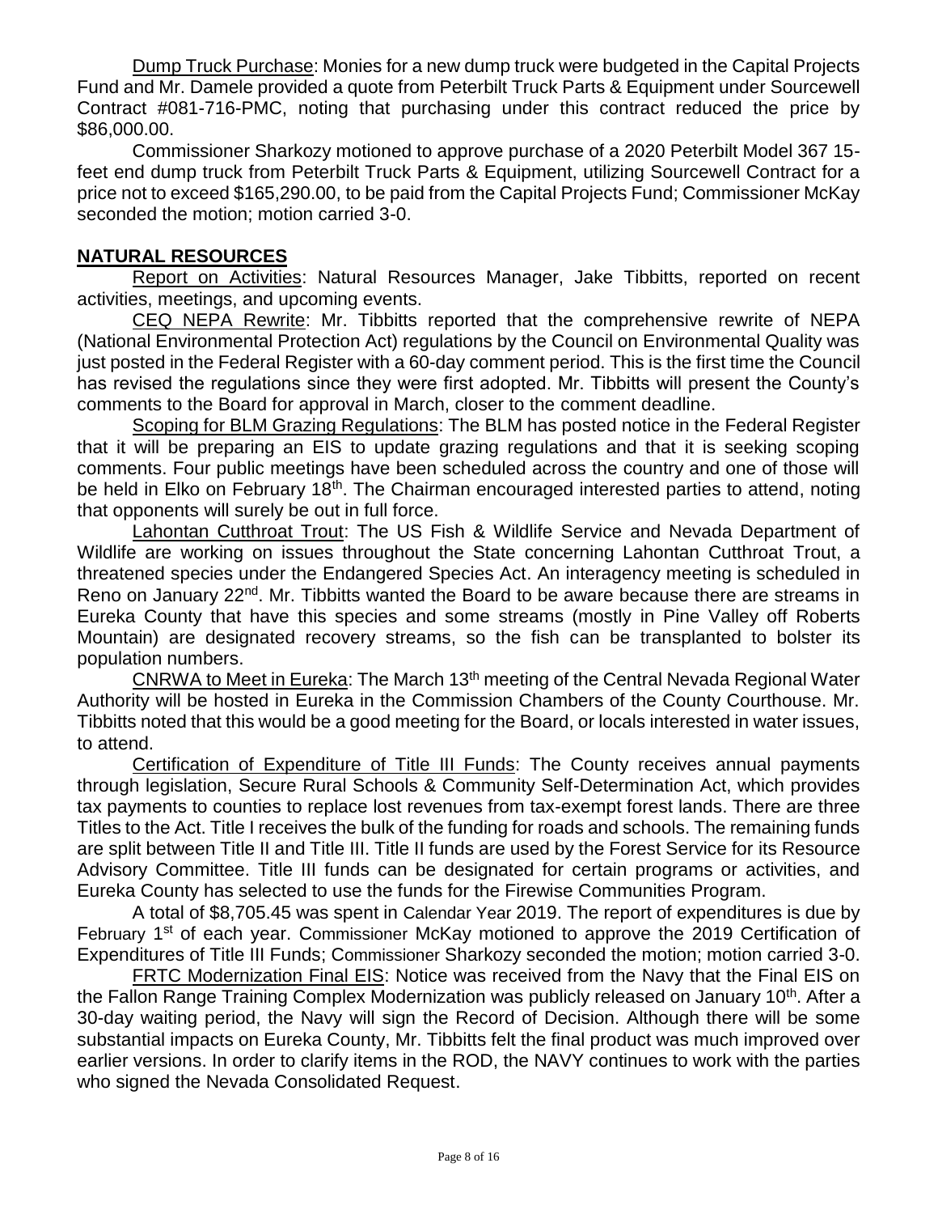Dump Truck Purchase: Monies for a new dump truck were budgeted in the Capital Projects Fund and Mr. Damele provided a quote from Peterbilt Truck Parts & Equipment under Sourcewell Contract #081-716-PMC, noting that purchasing under this contract reduced the price by $86,000.00.

Commissioner Sharkozy motioned to approve purchase of a 2020 Peterbilt Model 367 15-feet end dump truck from Peterbilt Truck Parts & Equipment, utilizing Sourcewell Contract for a price not to exceed $165,290.00, to be paid from the Capital Projects Fund; Commissioner McKay seconded the motion; motion carried 3-0.

## NATURAL RESOURCES

Report on Activities: Natural Resources Manager, Jake Tibbitts, reported on recent activities, meetings, and upcoming events.

CEQ NEPA Rewrite: Mr. Tibbitts reported that the comprehensive rewrite of NEPA (National Environmental Protection Act) regulations by the Council on Environmental Quality was just posted in the Federal Register with a 60-day comment period. This is the first time the Council has revised the regulations since they were first adopted. Mr. Tibbitts will present the County's comments to the Board for approval in March, closer to the comment deadline.

Scoping for BLM Grazing Regulations: The BLM has posted notice in the Federal Register that it will be preparing an EIS to update grazing regulations and that it is seeking scoping comments. Four public meetings have been scheduled across the country and one of those will be held in Elko on February 18th. The Chairman encouraged interested parties to attend, noting that opponents will surely be out in full force.

Lahontan Cutthroat Trout: The US Fish & Wildlife Service and Nevada Department of Wildlife are working on issues throughout the State concerning Lahontan Cutthroat Trout, a threatened species under the Endangered Species Act. An interagency meeting is scheduled in Reno on January 22nd. Mr. Tibbitts wanted the Board to be aware because there are streams in Eureka County that have this species and some streams (mostly in Pine Valley off Roberts Mountain) are designated recovery streams, so the fish can be transplanted to bolster its population numbers.

CNRWA to Meet in Eureka: The March 13th meeting of the Central Nevada Regional Water Authority will be hosted in Eureka in the Commission Chambers of the County Courthouse. Mr. Tibbitts noted that this would be a good meeting for the Board, or locals interested in water issues, to attend.

Certification of Expenditure of Title III Funds: The County receives annual payments through legislation, Secure Rural Schools & Community Self-Determination Act, which provides tax payments to counties to replace lost revenues from tax-exempt forest lands. There are three Titles to the Act. Title I receives the bulk of the funding for roads and schools. The remaining funds are split between Title II and Title III. Title II funds are used by the Forest Service for its Resource Advisory Committee. Title III funds can be designated for certain programs or activities, and Eureka County has selected to use the funds for the Firewise Communities Program.

A total of $8,705.45 was spent in Calendar Year 2019. The report of expenditures is due by February 1st of each year. Commissioner McKay motioned to approve the 2019 Certification of Expenditures of Title III Funds; Commissioner Sharkozy seconded the motion; motion carried 3-0.

FRTC Modernization Final EIS: Notice was received from the Navy that the Final EIS on the Fallon Range Training Complex Modernization was publicly released on January 10th. After a 30-day waiting period, the Navy will sign the Record of Decision. Although there will be some substantial impacts on Eureka County, Mr. Tibbitts felt the final product was much improved over earlier versions. In order to clarify items in the ROD, the NAVY continues to work with the parties who signed the Nevada Consolidated Request.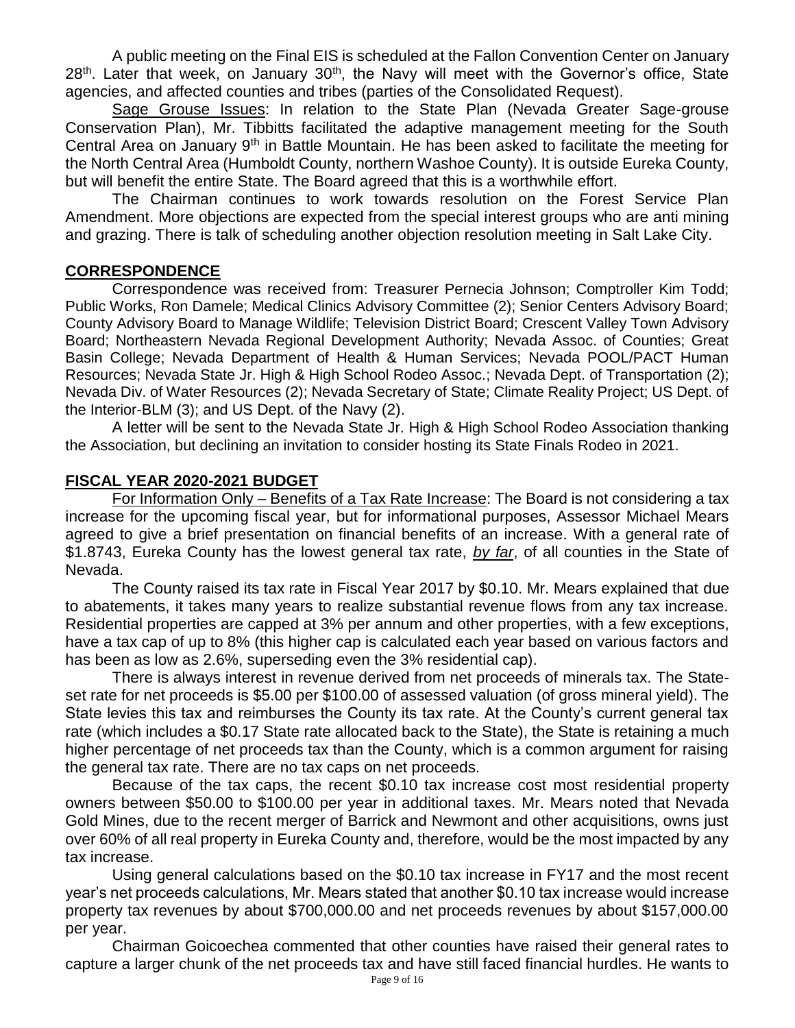A public meeting on the Final EIS is scheduled at the Fallon Convention Center on January 28th. Later that week, on January 30th, the Navy will meet with the Governor's office, State agencies, and affected counties and tribes (parties of the Consolidated Request).

Sage Grouse Issues: In relation to the State Plan (Nevada Greater Sage-grouse Conservation Plan), Mr. Tibbitts facilitated the adaptive management meeting for the South Central Area on January 9th in Battle Mountain. He has been asked to facilitate the meeting for the North Central Area (Humboldt County, northern Washoe County). It is outside Eureka County, but will benefit the entire State. The Board agreed that this is a worthwhile effort.

The Chairman continues to work towards resolution on the Forest Service Plan Amendment. More objections are expected from the special interest groups who are anti mining and grazing. There is talk of scheduling another objection resolution meeting in Salt Lake City.

## CORRESPONDENCE

Correspondence was received from: Treasurer Pernecia Johnson; Comptroller Kim Todd; Public Works, Ron Damele; Medical Clinics Advisory Committee (2); Senior Centers Advisory Board; County Advisory Board to Manage Wildlife; Television District Board; Crescent Valley Town Advisory Board; Northeastern Nevada Regional Development Authority; Nevada Assoc. of Counties; Great Basin College; Nevada Department of Health & Human Services; Nevada POOL/PACT Human Resources; Nevada State Jr. High & High School Rodeo Assoc.; Nevada Dept. of Transportation (2); Nevada Div. of Water Resources (2); Nevada Secretary of State; Climate Reality Project; US Dept. of the Interior-BLM (3); and US Dept. of the Navy (2).

A letter will be sent to the Nevada State Jr. High & High School Rodeo Association thanking the Association, but declining an invitation to consider hosting its State Finals Rodeo in 2021.

## FISCAL YEAR 2020-2021 BUDGET

For Information Only – Benefits of a Tax Rate Increase: The Board is not considering a tax increase for the upcoming fiscal year, but for informational purposes, Assessor Michael Mears agreed to give a brief presentation on financial benefits of an increase. With a general rate of $1.8743, Eureka County has the lowest general tax rate, *by far*, of all counties in the State of Nevada.

The County raised its tax rate in Fiscal Year 2017 by $0.10. Mr. Mears explained that due to abatements, it takes many years to realize substantial revenue flows from any tax increase. Residential properties are capped at 3% per annum and other properties, with a few exceptions, have a tax cap of up to 8% (this higher cap is calculated each year based on various factors and has been as low as 2.6%, superseding even the 3% residential cap).

There is always interest in revenue derived from net proceeds of minerals tax. The State-set rate for net proceeds is $5.00 per $100.00 of assessed valuation (of gross mineral yield). The State levies this tax and reimburses the County its tax rate. At the County's current general tax rate (which includes a $0.17 State rate allocated back to the State), the State is retaining a much higher percentage of net proceeds tax than the County, which is a common argument for raising the general tax rate. There are no tax caps on net proceeds.

Because of the tax caps, the recent $0.10 tax increase cost most residential property owners between $50.00 to $100.00 per year in additional taxes. Mr. Mears noted that Nevada Gold Mines, due to the recent merger of Barrick and Newmont and other acquisitions, owns just over 60% of all real property in Eureka County and, therefore, would be the most impacted by any tax increase.

Using general calculations based on the $0.10 tax increase in FY17 and the most recent year's net proceeds calculations, Mr. Mears stated that another $0.10 tax increase would increase property tax revenues by about $700,000.00 and net proceeds revenues by about $157,000.00 per year.

Chairman Goicoechea commented that other counties have raised their general rates to capture a larger chunk of the net proceeds tax and have still faced financial hurdles. He wants to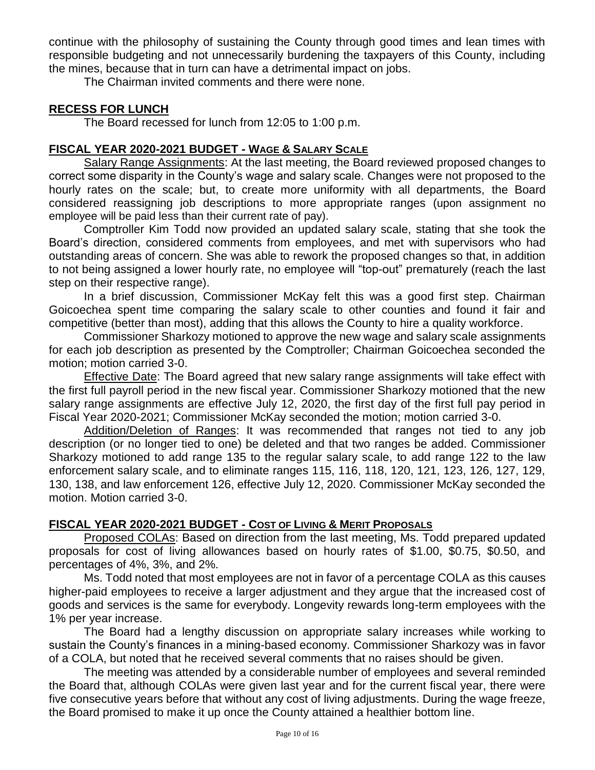continue with the philosophy of sustaining the County through good times and lean times with responsible budgeting and not unnecessarily burdening the taxpayers of this County, including the mines, because that in turn can have a detrimental impact on jobs.

The Chairman invited comments and there were none.

## RECESS FOR LUNCH

The Board recessed for lunch from 12:05 to 1:00 p.m.

## FISCAL YEAR 2020-2021 BUDGET - WAGE & SALARY SCALE

Salary Range Assignments: At the last meeting, the Board reviewed proposed changes to correct some disparity in the County's wage and salary scale. Changes were not proposed to the hourly rates on the scale; but, to create more uniformity with all departments, the Board considered reassigning job descriptions to more appropriate ranges (upon assignment no employee will be paid less than their current rate of pay).

Comptroller Kim Todd now provided an updated salary scale, stating that she took the Board's direction, considered comments from employees, and met with supervisors who had outstanding areas of concern. She was able to rework the proposed changes so that, in addition to not being assigned a lower hourly rate, no employee will "top-out" prematurely (reach the last step on their respective range).

In a brief discussion, Commissioner McKay felt this was a good first step. Chairman Goicoechea spent time comparing the salary scale to other counties and found it fair and competitive (better than most), adding that this allows the County to hire a quality workforce.

Commissioner Sharkozy motioned to approve the new wage and salary scale assignments for each job description as presented by the Comptroller; Chairman Goicoechea seconded the motion; motion carried 3-0.

Effective Date: The Board agreed that new salary range assignments will take effect with the first full payroll period in the new fiscal year. Commissioner Sharkozy motioned that the new salary range assignments are effective July 12, 2020, the first day of the first full pay period in Fiscal Year 2020-2021; Commissioner McKay seconded the motion; motion carried 3-0.

Addition/Deletion of Ranges: It was recommended that ranges not tied to any job description (or no longer tied to one) be deleted and that two ranges be added. Commissioner Sharkozy motioned to add range 135 to the regular salary scale, to add range 122 to the law enforcement salary scale, and to eliminate ranges 115, 116, 118, 120, 121, 123, 126, 127, 129, 130, 138, and law enforcement 126, effective July 12, 2020. Commissioner McKay seconded the motion. Motion carried 3-0.

## FISCAL YEAR 2020-2021 BUDGET - COST OF LIVING & MERIT PROPOSALS

Proposed COLAs: Based on direction from the last meeting, Ms. Todd prepared updated proposals for cost of living allowances based on hourly rates of $1.00, $0.75, $0.50, and percentages of 4%, 3%, and 2%.

Ms. Todd noted that most employees are not in favor of a percentage COLA as this causes higher-paid employees to receive a larger adjustment and they argue that the increased cost of goods and services is the same for everybody. Longevity rewards long-term employees with the 1% per year increase.

The Board had a lengthy discussion on appropriate salary increases while working to sustain the County's finances in a mining-based economy. Commissioner Sharkozy was in favor of a COLA, but noted that he received several comments that no raises should be given.

The meeting was attended by a considerable number of employees and several reminded the Board that, although COLAs were given last year and for the current fiscal year, there were five consecutive years before that without any cost of living adjustments. During the wage freeze, the Board promised to make it up once the County attained a healthier bottom line.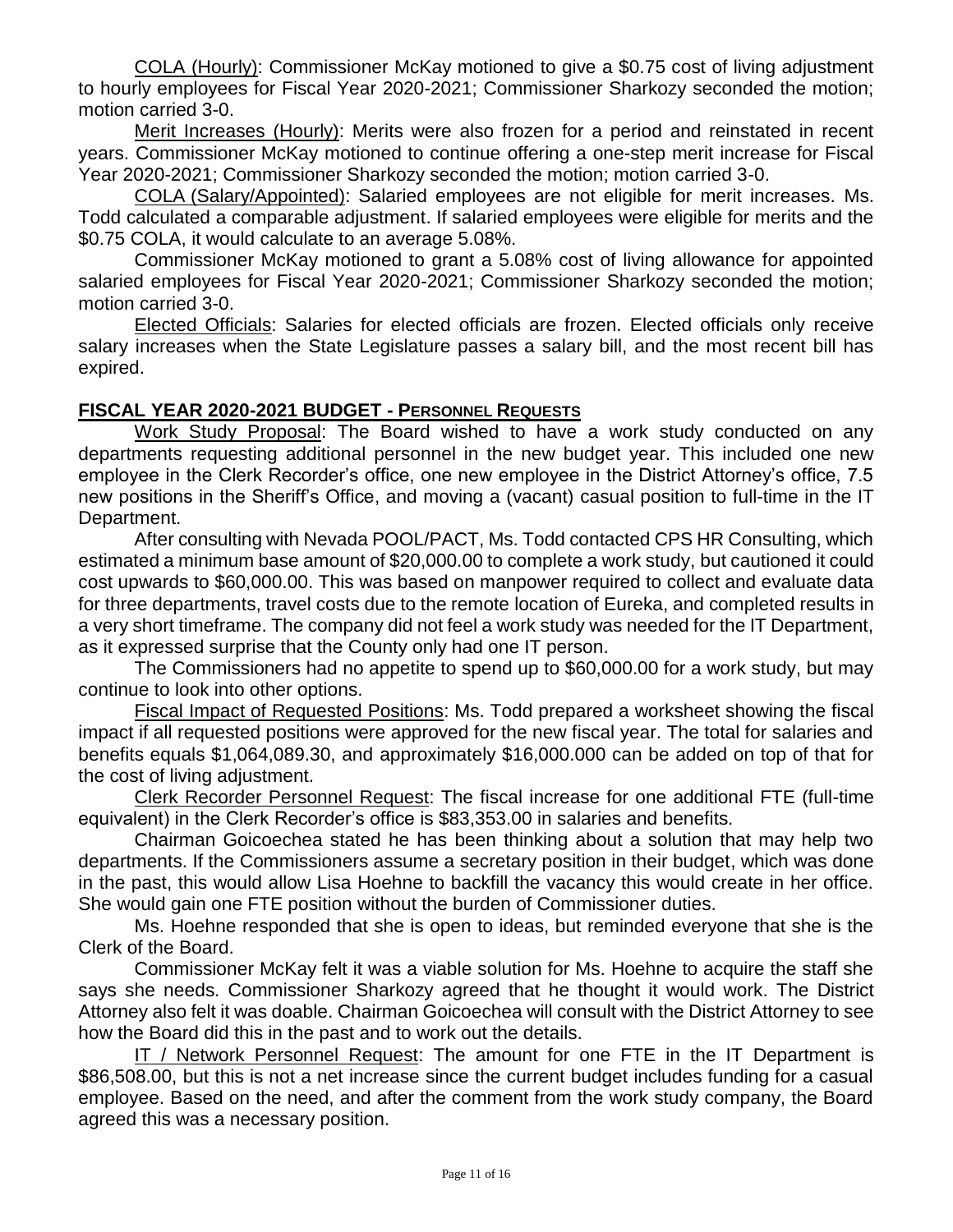COLA (Hourly): Commissioner McKay motioned to give a $0.75 cost of living adjustment to hourly employees for Fiscal Year 2020-2021; Commissioner Sharkozy seconded the motion; motion carried 3-0.

Merit Increases (Hourly): Merits were also frozen for a period and reinstated in recent years. Commissioner McKay motioned to continue offering a one-step merit increase for Fiscal Year 2020-2021; Commissioner Sharkozy seconded the motion; motion carried 3-0.

COLA (Salary/Appointed): Salaried employees are not eligible for merit increases. Ms. Todd calculated a comparable adjustment. If salaried employees were eligible for merits and the $0.75 COLA, it would calculate to an average 5.08%.

Commissioner McKay motioned to grant a 5.08% cost of living allowance for appointed salaried employees for Fiscal Year 2020-2021; Commissioner Sharkozy seconded the motion; motion carried 3-0.

Elected Officials: Salaries for elected officials are frozen. Elected officials only receive salary increases when the State Legislature passes a salary bill, and the most recent bill has expired.

## FISCAL YEAR 2020-2021 BUDGET - PERSONNEL REQUESTS

Work Study Proposal: The Board wished to have a work study conducted on any departments requesting additional personnel in the new budget year. This included one new employee in the Clerk Recorder's office, one new employee in the District Attorney's office, 7.5 new positions in the Sheriff's Office, and moving a (vacant) casual position to full-time in the IT Department.

After consulting with Nevada POOL/PACT, Ms. Todd contacted CPS HR Consulting, which estimated a minimum base amount of $20,000.00 to complete a work study, but cautioned it could cost upwards to $60,000.00. This was based on manpower required to collect and evaluate data for three departments, travel costs due to the remote location of Eureka, and completed results in a very short timeframe. The company did not feel a work study was needed for the IT Department, as it expressed surprise that the County only had one IT person.

The Commissioners had no appetite to spend up to $60,000.00 for a work study, but may continue to look into other options.

Fiscal Impact of Requested Positions: Ms. Todd prepared a worksheet showing the fiscal impact if all requested positions were approved for the new fiscal year. The total for salaries and benefits equals $1,064,089.30, and approximately $16,000.000 can be added on top of that for the cost of living adjustment.

Clerk Recorder Personnel Request: The fiscal increase for one additional FTE (full-time equivalent) in the Clerk Recorder's office is $83,353.00 in salaries and benefits.

Chairman Goicoechea stated he has been thinking about a solution that may help two departments. If the Commissioners assume a secretary position in their budget, which was done in the past, this would allow Lisa Hoehne to backfill the vacancy this would create in her office. She would gain one FTE position without the burden of Commissioner duties.

Ms. Hoehne responded that she is open to ideas, but reminded everyone that she is the Clerk of the Board.

Commissioner McKay felt it was a viable solution for Ms. Hoehne to acquire the staff she says she needs. Commissioner Sharkozy agreed that he thought it would work. The District Attorney also felt it was doable. Chairman Goicoechea will consult with the District Attorney to see how the Board did this in the past and to work out the details.

IT / Network Personnel Request: The amount for one FTE in the IT Department is $86,508.00, but this is not a net increase since the current budget includes funding for a casual employee. Based on the need, and after the comment from the work study company, the Board agreed this was a necessary position.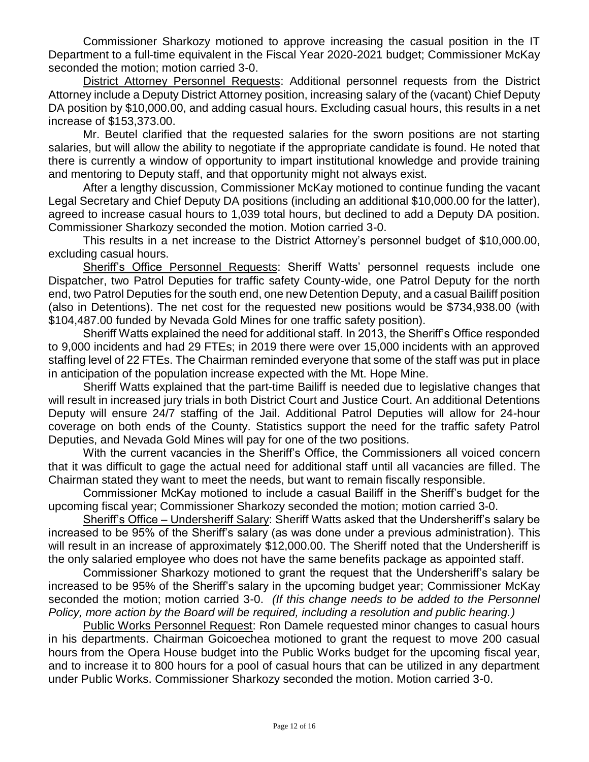Commissioner Sharkozy motioned to approve increasing the casual position in the IT Department to a full-time equivalent in the Fiscal Year 2020-2021 budget; Commissioner McKay seconded the motion; motion carried 3-0.

<u>District Attorney Personnel Requests</u>: Additional personnel requests from the District Attorney include a Deputy District Attorney position, increasing salary of the (vacant) Chief Deputy DA position by $10,000.00, and adding casual hours. Excluding casual hours, this results in a net increase of $153,373.00.

Mr. Beutel clarified that the requested salaries for the sworn positions are not starting salaries, but will allow the ability to negotiate if the appropriate candidate is found. He noted that there is currently a window of opportunity to impart institutional knowledge and provide training and mentoring to Deputy staff, and that opportunity might not always exist.

After a lengthy discussion, Commissioner McKay motioned to continue funding the vacant Legal Secretary and Chief Deputy DA positions (including an additional $10,000.00 for the latter), agreed to increase casual hours to 1,039 total hours, but declined to add a Deputy DA position. Commissioner Sharkozy seconded the motion. Motion carried 3-0.

This results in a net increase to the District Attorney's personnel budget of $10,000.00, excluding casual hours.

<u>Sheriff's Office Personnel Requests</u>: Sheriff Watts' personnel requests include one Dispatcher, two Patrol Deputies for traffic safety County-wide, one Patrol Deputy for the north end, two Patrol Deputies for the south end, one new Detention Deputy, and a casual Bailiff position (also in Detentions). The net cost for the requested new positions would be $734,938.00 (with $104,487.00 funded by Nevada Gold Mines for one traffic safety position).

Sheriff Watts explained the need for additional staff. In 2013, the Sheriff's Office responded to 9,000 incidents and had 29 FTEs; in 2019 there were over 15,000 incidents with an approved staffing level of 22 FTEs. The Chairman reminded everyone that some of the staff was put in place in anticipation of the population increase expected with the Mt. Hope Mine.

Sheriff Watts explained that the part-time Bailiff is needed due to legislative changes that will result in increased jury trials in both District Court and Justice Court. An additional Detentions Deputy will ensure 24/7 staffing of the Jail. Additional Patrol Deputies will allow for 24-hour coverage on both ends of the County. Statistics support the need for the traffic safety Patrol Deputies, and Nevada Gold Mines will pay for one of the two positions.

With the current vacancies in the Sheriff's Office, the Commissioners all voiced concern that it was difficult to gage the actual need for additional staff until all vacancies are filled. The Chairman stated they want to meet the needs, but want to remain fiscally responsible.

Commissioner McKay motioned to include a casual Bailiff in the Sheriff's budget for the upcoming fiscal year; Commissioner Sharkozy seconded the motion; motion carried 3-0.

<u>Sheriff's Office – Undersheriff Salary</u>: Sheriff Watts asked that the Undersheriff's salary be increased to be 95% of the Sheriff's salary (as was done under a previous administration). This will result in an increase of approximately $12,000.00. The Sheriff noted that the Undersheriff is the only salaried employee who does not have the same benefits package as appointed staff.

Commissioner Sharkozy motioned to grant the request that the Undersheriff's salary be increased to be 95% of the Sheriff's salary in the upcoming budget year; Commissioner McKay seconded the motion; motion carried 3-0. *(If this change needs to be added to the Personnel Policy, more action by the Board will be required, including a resolution and public hearing.)*

<u>Public Works Personnel Request</u>: Ron Damele requested minor changes to casual hours in his departments. Chairman Goicoechea motioned to grant the request to move 200 casual hours from the Opera House budget into the Public Works budget for the upcoming fiscal year, and to increase it to 800 hours for a pool of casual hours that can be utilized in any department under Public Works. Commissioner Sharkozy seconded the motion. Motion carried 3-0.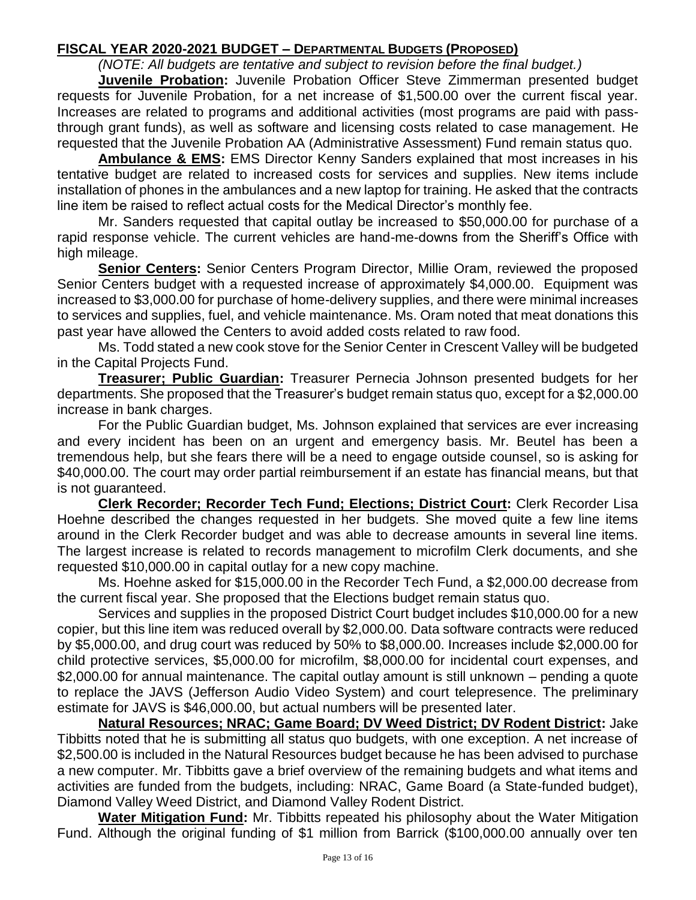## **FISCAL YEAR 2020-2021 BUDGET – DEPARTMENTAL BUDGETS (PROPOSED)**

*(NOTE: All budgets are tentative and subject to revision before the final budget.)*

**Juvenile Probation:** Juvenile Probation Officer Steve Zimmerman presented budget requests for Juvenile Probation, for a net increase of $1,500.00 over the current fiscal year. Increases are related to programs and additional activities (most programs are paid with pass-through grant funds), as well as software and licensing costs related to case management. He requested that the Juvenile Probation AA (Administrative Assessment) Fund remain status quo.

**Ambulance & EMS:** EMS Director Kenny Sanders explained that most increases in his tentative budget are related to increased costs for services and supplies. New items include installation of phones in the ambulances and a new laptop for training. He asked that the contracts line item be raised to reflect actual costs for the Medical Director's monthly fee.

Mr. Sanders requested that capital outlay be increased to $50,000.00 for purchase of a rapid response vehicle. The current vehicles are hand-me-downs from the Sheriff's Office with high mileage.

**Senior Centers:** Senior Centers Program Director, Millie Oram, reviewed the proposed Senior Centers budget with a requested increase of approximately $4,000.00. Equipment was increased to $3,000.00 for purchase of home-delivery supplies, and there were minimal increases to services and supplies, fuel, and vehicle maintenance. Ms. Oram noted that meat donations this past year have allowed the Centers to avoid added costs related to raw food.

Ms. Todd stated a new cook stove for the Senior Center in Crescent Valley will be budgeted in the Capital Projects Fund.

**Treasurer; Public Guardian:** Treasurer Pernecia Johnson presented budgets for her departments. She proposed that the Treasurer's budget remain status quo, except for a $2,000.00 increase in bank charges.

For the Public Guardian budget, Ms. Johnson explained that services are ever increasing and every incident has been on an urgent and emergency basis. Mr. Beutel has been a tremendous help, but she fears there will be a need to engage outside counsel, so is asking for $40,000.00. The court may order partial reimbursement if an estate has financial means, but that is not guaranteed.

**Clerk Recorder; Recorder Tech Fund; Elections; District Court:** Clerk Recorder Lisa Hoehne described the changes requested in her budgets. She moved quite a few line items around in the Clerk Recorder budget and was able to decrease amounts in several line items. The largest increase is related to records management to microfilm Clerk documents, and she requested $10,000.00 in capital outlay for a new copy machine.

Ms. Hoehne asked for $15,000.00 in the Recorder Tech Fund, a $2,000.00 decrease from the current fiscal year. She proposed that the Elections budget remain status quo.

Services and supplies in the proposed District Court budget includes $10,000.00 for a new copier, but this line item was reduced overall by $2,000.00. Data software contracts were reduced by $5,000.00, and drug court was reduced by 50% to $8,000.00. Increases include $2,000.00 for child protective services, $5,000.00 for microfilm, $8,000.00 for incidental court expenses, and $2,000.00 for annual maintenance. The capital outlay amount is still unknown – pending a quote to replace the JAVS (Jefferson Audio Video System) and court telepresence. The preliminary estimate for JAVS is $46,000.00, but actual numbers will be presented later.

**Natural Resources; NRAC; Game Board; DV Weed District; DV Rodent District:** Jake Tibbitts noted that he is submitting all status quo budgets, with one exception. A net increase of $2,500.00 is included in the Natural Resources budget because he has been advised to purchase a new computer. Mr. Tibbitts gave a brief overview of the remaining budgets and what items and activities are funded from the budgets, including: NRAC, Game Board (a State-funded budget), Diamond Valley Weed District, and Diamond Valley Rodent District.

**Water Mitigation Fund:** Mr. Tibbitts repeated his philosophy about the Water Mitigation Fund. Although the original funding of $1 million from Barrick ($100,000.00 annually over ten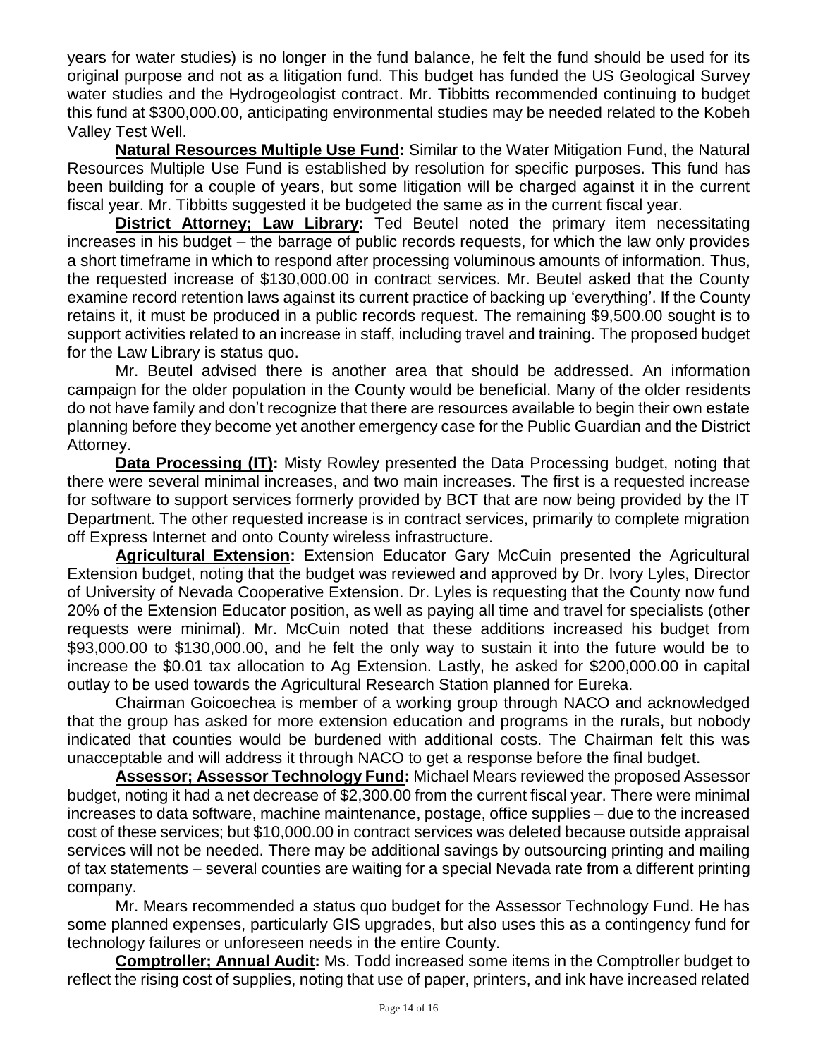years for water studies) is no longer in the fund balance, he felt the fund should be used for its original purpose and not as a litigation fund. This budget has funded the US Geological Survey water studies and the Hydrogeologist contract. Mr. Tibbitts recommended continuing to budget this fund at $300,000.00, anticipating environmental studies may be needed related to the Kobeh Valley Test Well.

**Natural Resources Multiple Use Fund:** Similar to the Water Mitigation Fund, the Natural Resources Multiple Use Fund is established by resolution for specific purposes. This fund has been building for a couple of years, but some litigation will be charged against it in the current fiscal year. Mr. Tibbitts suggested it be budgeted the same as in the current fiscal year.

**District Attorney; Law Library:** Ted Beutel noted the primary item necessitating increases in his budget – the barrage of public records requests, for which the law only provides a short timeframe in which to respond after processing voluminous amounts of information. Thus, the requested increase of $130,000.00 in contract services. Mr. Beutel asked that the County examine record retention laws against its current practice of backing up 'everything'. If the County retains it, it must be produced in a public records request. The remaining $9,500.00 sought is to support activities related to an increase in staff, including travel and training. The proposed budget for the Law Library is status quo.

Mr. Beutel advised there is another area that should be addressed. An information campaign for the older population in the County would be beneficial. Many of the older residents do not have family and don't recognize that there are resources available to begin their own estate planning before they become yet another emergency case for the Public Guardian and the District Attorney.

**Data Processing (IT):** Misty Rowley presented the Data Processing budget, noting that there were several minimal increases, and two main increases. The first is a requested increase for software to support services formerly provided by BCT that are now being provided by the IT Department. The other requested increase is in contract services, primarily to complete migration off Express Internet and onto County wireless infrastructure.

**Agricultural Extension:** Extension Educator Gary McCuin presented the Agricultural Extension budget, noting that the budget was reviewed and approved by Dr. Ivory Lyles, Director of University of Nevada Cooperative Extension. Dr. Lyles is requesting that the County now fund 20% of the Extension Educator position, as well as paying all time and travel for specialists (other requests were minimal). Mr. McCuin noted that these additions increased his budget from $93,000.00 to $130,000.00, and he felt the only way to sustain it into the future would be to increase the $0.01 tax allocation to Ag Extension. Lastly, he asked for $200,000.00 in capital outlay to be used towards the Agricultural Research Station planned for Eureka.

Chairman Goicoechea is member of a working group through NACO and acknowledged that the group has asked for more extension education and programs in the rurals, but nobody indicated that counties would be burdened with additional costs. The Chairman felt this was unacceptable and will address it through NACO to get a response before the final budget.

**Assessor; Assessor Technology Fund:** Michael Mears reviewed the proposed Assessor budget, noting it had a net decrease of $2,300.00 from the current fiscal year. There were minimal increases to data software, machine maintenance, postage, office supplies – due to the increased cost of these services; but $10,000.00 in contract services was deleted because outside appraisal services will not be needed. There may be additional savings by outsourcing printing and mailing of tax statements – several counties are waiting for a special Nevada rate from a different printing company.

Mr. Mears recommended a status quo budget for the Assessor Technology Fund. He has some planned expenses, particularly GIS upgrades, but also uses this as a contingency fund for technology failures or unforeseen needs in the entire County.

**Comptroller; Annual Audit:** Ms. Todd increased some items in the Comptroller budget to reflect the rising cost of supplies, noting that use of paper, printers, and ink have increased related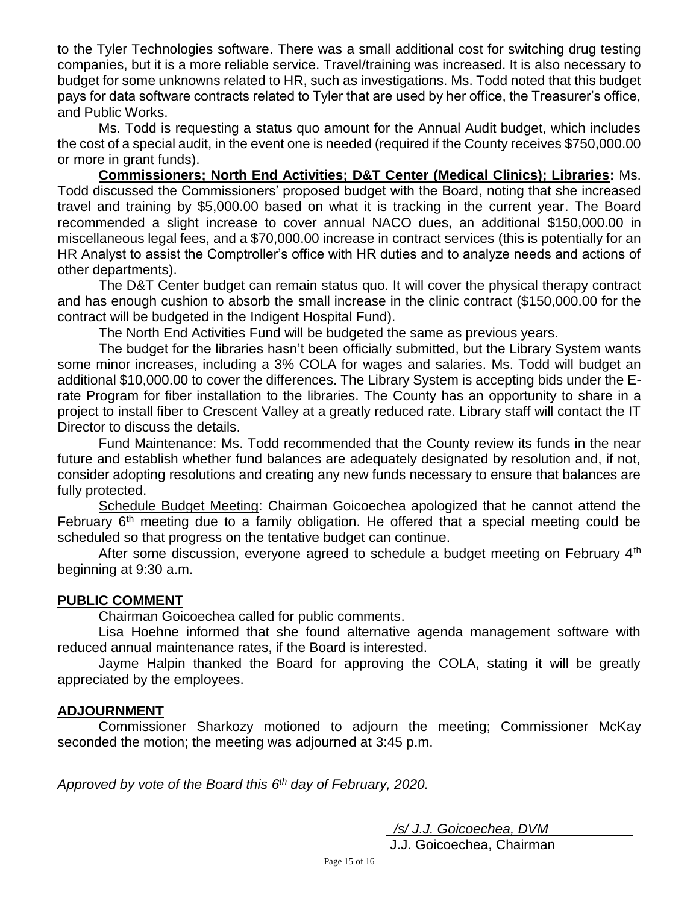to the Tyler Technologies software. There was a small additional cost for switching drug testing companies, but it is a more reliable service. Travel/training was increased. It is also necessary to budget for some unknowns related to HR, such as investigations. Ms. Todd noted that this budget pays for data software contracts related to Tyler that are used by her office, the Treasurer's office, and Public Works.

Ms. Todd is requesting a status quo amount for the Annual Audit budget, which includes the cost of a special audit, in the event one is needed (required if the County receives $750,000.00 or more in grant funds).

**Commissioners; North End Activities; D&T Center (Medical Clinics); Libraries:** Ms. Todd discussed the Commissioners' proposed budget with the Board, noting that she increased travel and training by $5,000.00 based on what it is tracking in the current year. The Board recommended a slight increase to cover annual NACO dues, an additional $150,000.00 in miscellaneous legal fees, and a $70,000.00 increase in contract services (this is potentially for an HR Analyst to assist the Comptroller's office with HR duties and to analyze needs and actions of other departments).

The D&T Center budget can remain status quo. It will cover the physical therapy contract and has enough cushion to absorb the small increase in the clinic contract ($150,000.00 for the contract will be budgeted in the Indigent Hospital Fund).

The North End Activities Fund will be budgeted the same as previous years.

The budget for the libraries hasn't been officially submitted, but the Library System wants some minor increases, including a 3% COLA for wages and salaries. Ms. Todd will budget an additional $10,000.00 to cover the differences. The Library System is accepting bids under the E-rate Program for fiber installation to the libraries. The County has an opportunity to share in a project to install fiber to Crescent Valley at a greatly reduced rate. Library staff will contact the IT Director to discuss the details.

Fund Maintenance: Ms. Todd recommended that the County review its funds in the near future and establish whether fund balances are adequately designated by resolution and, if not, consider adopting resolutions and creating any new funds necessary to ensure that balances are fully protected.

Schedule Budget Meeting: Chairman Goicoechea apologized that he cannot attend the February 6th meeting due to a family obligation. He offered that a special meeting could be scheduled so that progress on the tentative budget can continue.

After some discussion, everyone agreed to schedule a budget meeting on February 4th beginning at 9:30 a.m.

## PUBLIC COMMENT

Chairman Goicoechea called for public comments.

Lisa Hoehne informed that she found alternative agenda management software with reduced annual maintenance rates, if the Board is interested.

Jayme Halpin thanked the Board for approving the COLA, stating it will be greatly appreciated by the employees.

## ADJOURNMENT

Commissioner Sharkozy motioned to adjourn the meeting; Commissioner McKay seconded the motion; the meeting was adjourned at 3:45 p.m.

*Approved by vote of the Board this 6th day of February, 2020.*

*/s/ J.J. Goicoechea, DVM*
J.J. Goicoechea, Chairman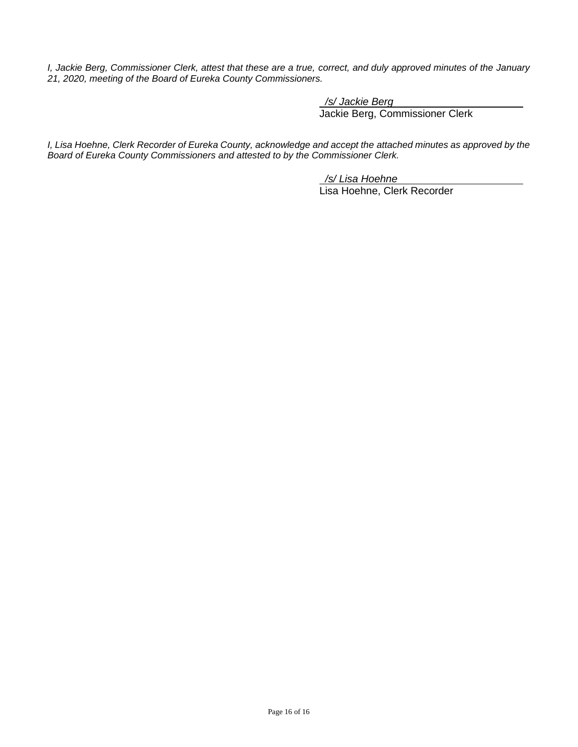*I, Jackie Berg, Commissioner Clerk, attest that these are a true, correct, and duly approved minutes of the January 21, 2020, meeting of the Board of Eureka County Commissioners.*

*/s/ Jackie Berg*
Jackie Berg, Commissioner Clerk

*I, Lisa Hoehne, Clerk Recorder of Eureka County, acknowledge and accept the attached minutes as approved by the Board of Eureka County Commissioners and attested to by the Commissioner Clerk.*

*/s/ Lisa Hoehne*
Lisa Hoehne, Clerk Recorder